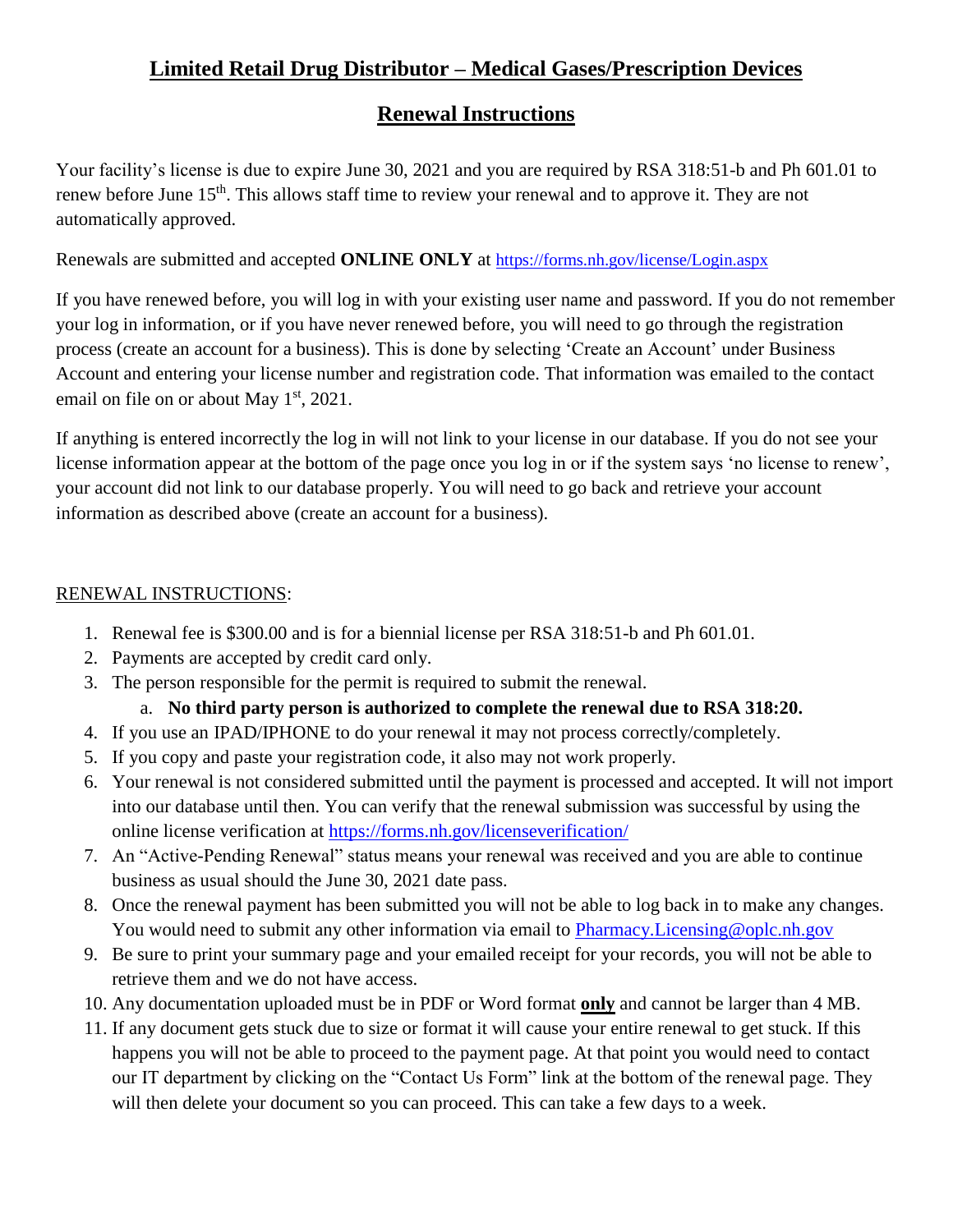# Limited Retail Drug Distributor – Medical Gases/Prescription Devices

## Renewal Instructions

Your facility's license is due to expire June 30, 2021 and you are required by RSA 318:51-b and Ph 601.01 to renew before June 15th. This allows staff time to review your renewal and to approve it. They are not automatically approved.

Renewals are submitted and accepted **ONLINE ONLY** at https://forms.nh.gov/license/Login.aspx

If you have renewed before, you will log in with your existing user name and password. If you do not remember your log in information, or if you have never renewed before, you will need to go through the registration process (create an account for a business). This is done by selecting 'Create an Account' under Business Account and entering your license number and registration code. That information was emailed to the contact email on file on or about May 1st, 2021.

If anything is entered incorrectly the log in will not link to your license in our database. If you do not see your license information appear at the bottom of the page once you log in or if the system says 'no license to renew', your account did not link to our database properly. You will need to go back and retrieve your account information as described above (create an account for a business).

RENEWAL INSTRUCTIONS:

1. Renewal fee is $300.00 and is for a biennial license per RSA 318:51-b and Ph 601.01.
2. Payments are accepted by credit card only.
3. The person responsible for the permit is required to submit the renewal.
   a. **No third party person is authorized to complete the renewal due to RSA 318:20.**
4. If you use an IPAD/IPHONE to do your renewal it may not process correctly/completely.
5. If you copy and paste your registration code, it also may not work properly.
6. Your renewal is not considered submitted until the payment is processed and accepted. It will not import into our database until then. You can verify that the renewal submission was successful by using the online license verification at https://forms.nh.gov/licenseverification/
7. An "Active-Pending Renewal" status means your renewal was received and you are able to continue business as usual should the June 30, 2021 date pass.
8. Once the renewal payment has been submitted you will not be able to log back in to make any changes. You would need to submit any other information via email to Pharmacy.Licensing@oplc.nh.gov
9. Be sure to print your summary page and your emailed receipt for your records, you will not be able to retrieve them and we do not have access.
10. Any documentation uploaded must be in PDF or Word format **only** and cannot be larger than 4 MB.
11. If any document gets stuck due to size or format it will cause your entire renewal to get stuck. If this happens you will not be able to proceed to the payment page. At that point you would need to contact our IT department by clicking on the "Contact Us Form" link at the bottom of the renewal page. They will then delete your document so you can proceed. This can take a few days to a week.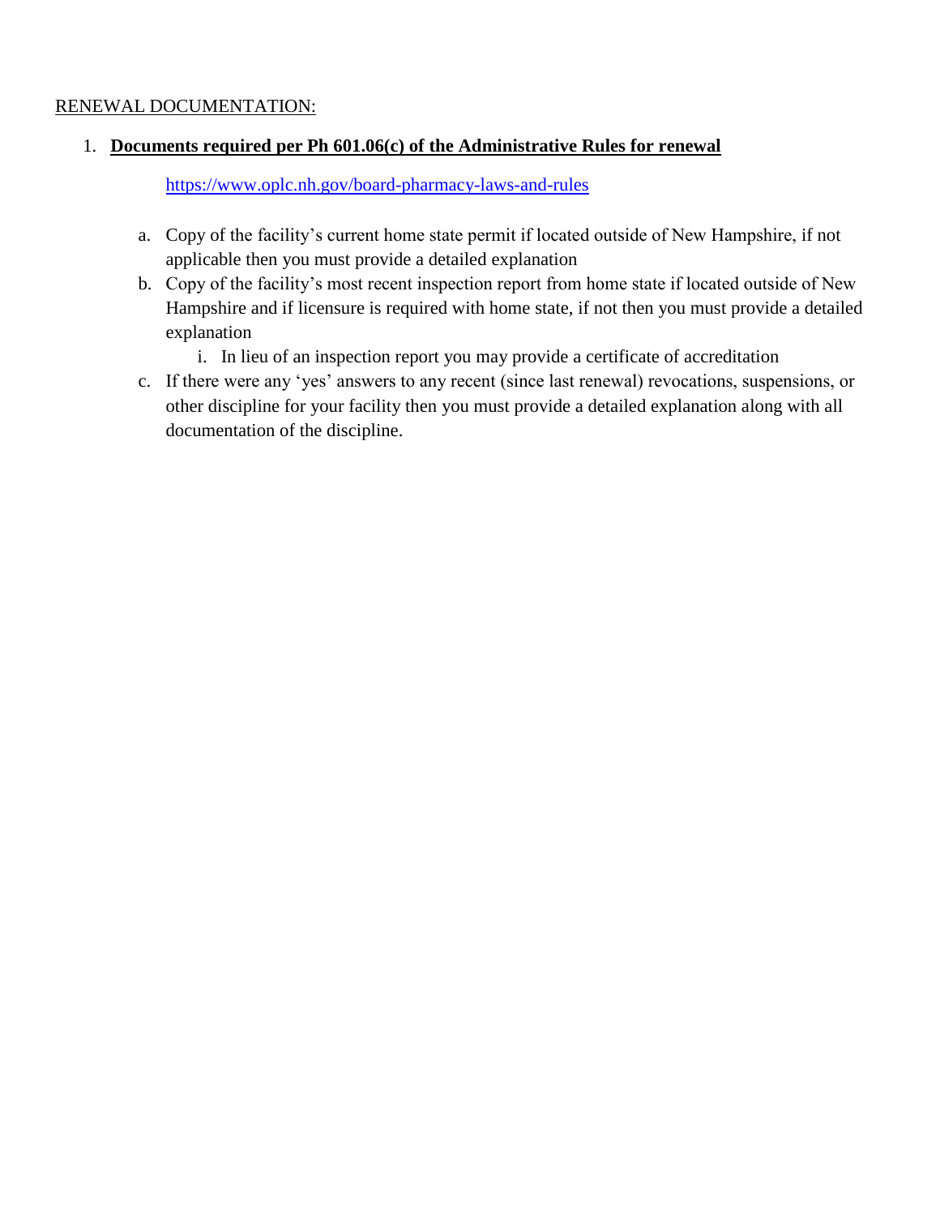RENEWAL DOCUMENTATION:

1. **Documents required per Ph 601.06(c) of the Administrative Rules for renewal**

   https://www.oplc.nh.gov/board-pharmacy-laws-and-rules

   a. Copy of the facility's current home state permit if located outside of New Hampshire, if not applicable then you must provide a detailed explanation
   b. Copy of the facility's most recent inspection report from home state if located outside of New Hampshire and if licensure is required with home state, if not then you must provide a detailed explanation
      i. In lieu of an inspection report you may provide a certificate of accreditation
   c. If there were any 'yes' answers to any recent (since last renewal) revocations, suspensions, or other discipline for your facility then you must provide a detailed explanation along with all documentation of the discipline.